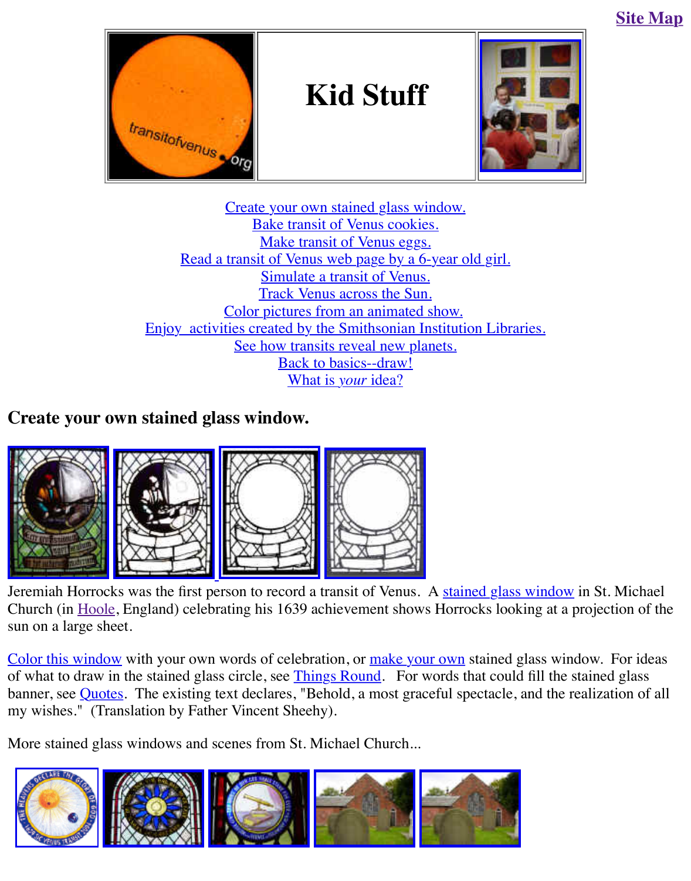Site Map

# Kid Stuff

Create your own stained glass window.
Bake transit of Venus cookies.
Make transit of Venus eggs.
Read a transit of Venus web page by a 6-year old girl.
Simulate a transit of Venus.
Track Venus across the Sun.
Color pictures from an animated show.
Enjoy activities created by the Smithsonian Institution Libraries.
See how transits reveal new planets.
Back to basics--draw!
What is *your* idea?

## Create your own stained glass window.

Jeremiah Horrocks was the first person to record a transit of Venus. A stained glass window in St. Michael Church (in Hoole, England) celebrating his 1639 achievement shows Horrocks looking at a projection of the sun on a large sheet.

Color this window with your own words of celebration, or make your own stained glass window. For ideas of what to draw in the stained glass circle, see Things Round. For words that could fill the stained glass banner, see Quotes. The existing text declares, "Behold, a most graceful spectacle, and the realization of all my wishes." (Translation by Father Vincent Sheehy).

More stained glass windows and scenes from St. Michael Church...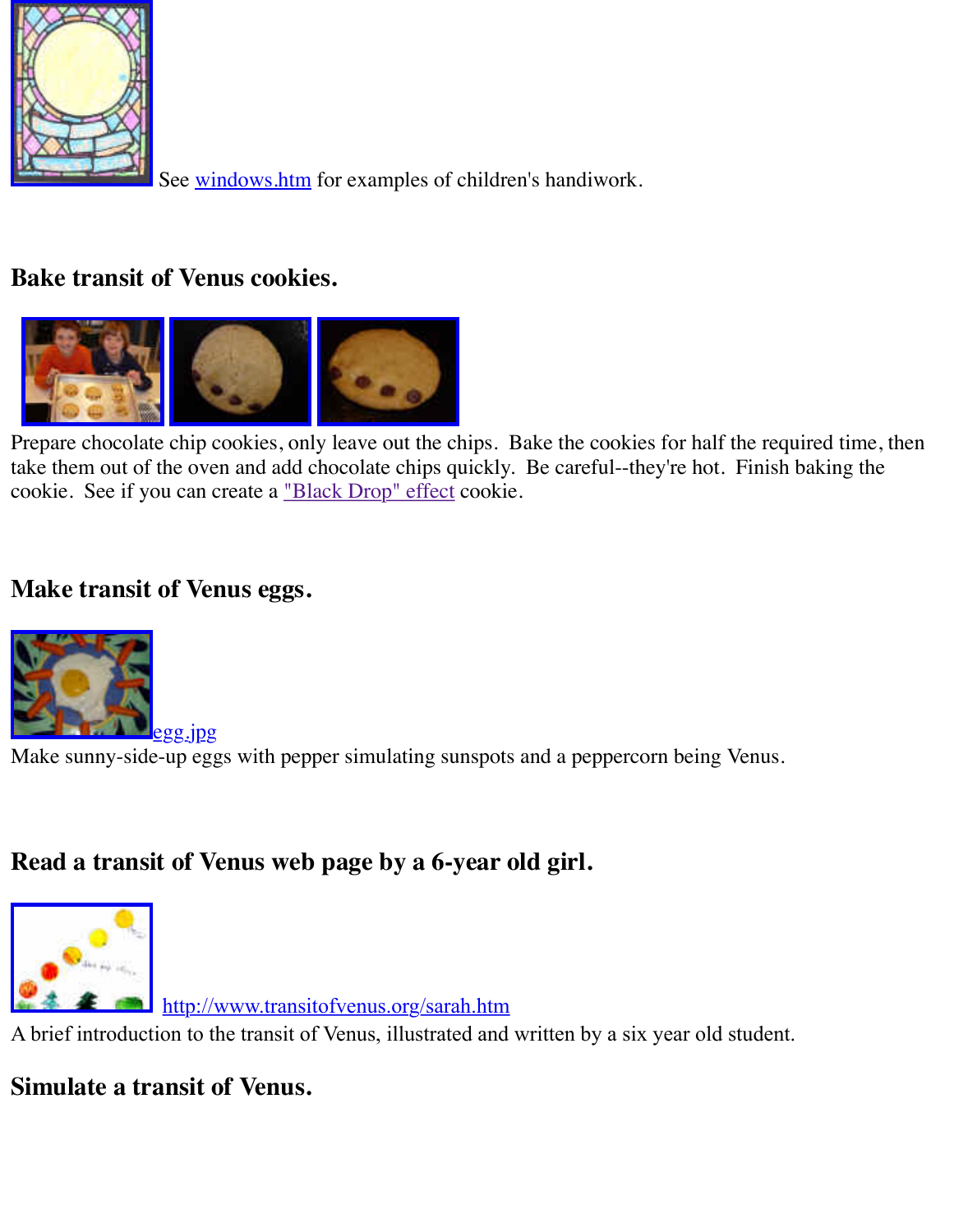See windows.htm for examples of children's handiwork.

### Bake transit of Venus cookies.

Prepare chocolate chip cookies, only leave out the chips. Bake the cookies for half the required time, then take them out of the oven and add chocolate chips quickly. Be careful--they're hot. Finish baking the cookie. See if you can create a "Black Drop" effect cookie.

### Make transit of Venus eggs.

egg.jpg

Make sunny-side-up eggs with pepper simulating sunspots and a peppercorn being Venus.

### Read a transit of Venus web page by a 6-year old girl.

http://www.transitofvenus.org/sarah.htm

A brief introduction to the transit of Venus, illustrated and written by a six year old student.

### Simulate a transit of Venus.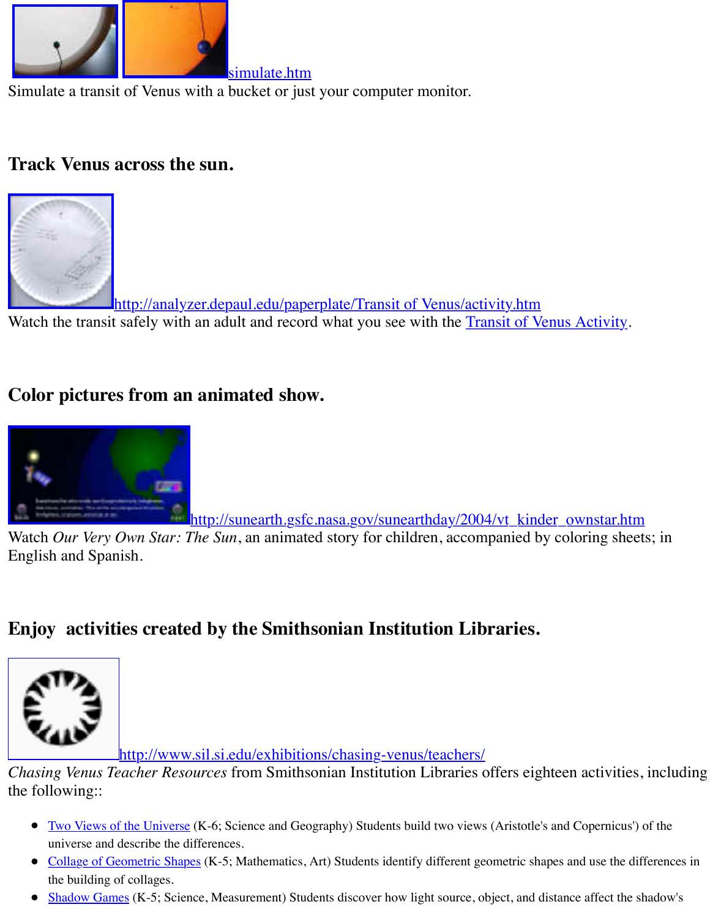simulate.htm

Simulate a transit of Venus with a bucket or just your computer monitor.

## Track Venus across the sun.

http://analyzer.depaul.edu/paperplate/Transit of Venus/activity.htm

Watch the transit safely with an adult and record what you see with the Transit of Venus Activity.

## Color pictures from an animated show.

http://sunearth.gsfc.nasa.gov/sunearthday/2004/vt_kinder_ownstar.htm

Watch *Our Very Own Star: The Sun*, an animated story for children, accompanied by coloring sheets; in English and Spanish.

## Enjoy activities created by the Smithsonian Institution Libraries.

http://www.sil.si.edu/exhibitions/chasing-venus/teachers/

*Chasing Venus Teacher Resources* from Smithsonian Institution Libraries offers eighteen activities, including the following::

- Two Views of the Universe (K-6; Science and Geography) Students build two views (Aristotle's and Copernicus') of the universe and describe the differences.
- Collage of Geometric Shapes (K-5; Mathematics, Art) Students identify different geometric shapes and use the differences in the building of collages.
- Shadow Games (K-5; Science, Measurement) Students discover how light source, object, and distance affect the shadow's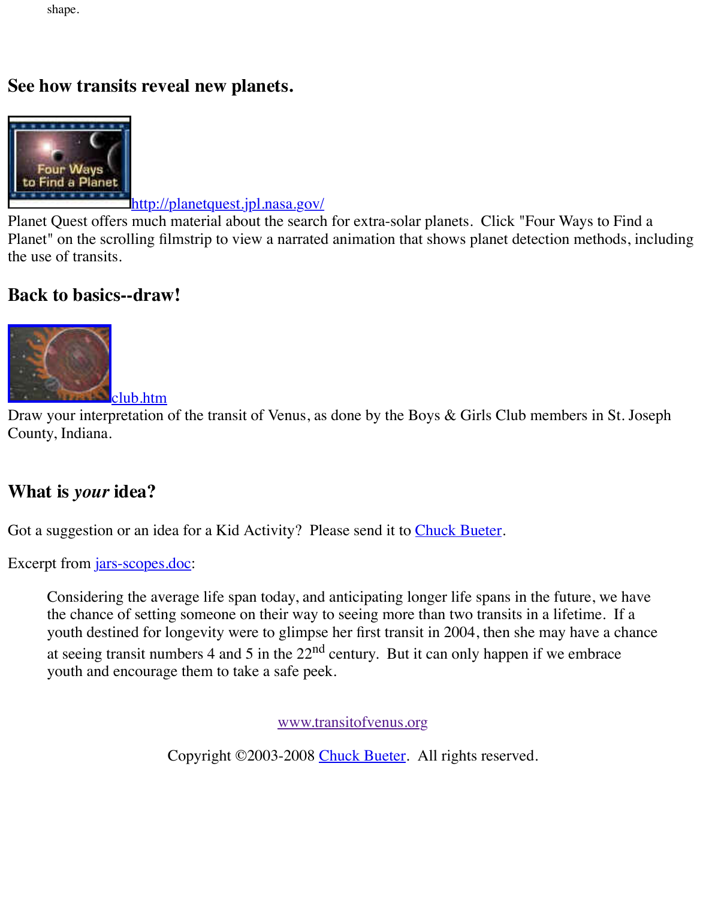shape.

## See how transits reveal new planets.

http://planetquest.jpl.nasa.gov/

Planet Quest offers much material about the search for extra-solar planets. Click "Four Ways to Find a Planet" on the scrolling filmstrip to view a narrated animation that shows planet detection methods, including the use of transits.

## Back to basics--draw!

club.htm

Draw your interpretation of the transit of Venus, as done by the Boys & Girls Club members in St. Joseph County, Indiana.

## What is *your* idea?

Got a suggestion or an idea for a Kid Activity? Please send it to Chuck Bueter.

Excerpt from jars-scopes.doc:

> Considering the average life span today, and anticipating longer life spans in the future, we have the chance of setting someone on their way to seeing more than two transits in a lifetime. If a youth destined for longevity were to glimpse her first transit in 2004, then she may have a chance at seeing transit numbers 4 and 5 in the 22nd century. But it can only happen if we embrace youth and encourage them to take a safe peek.

www.transitofvenus.org

Copyright ©2003-2008 Chuck Bueter. All rights reserved.